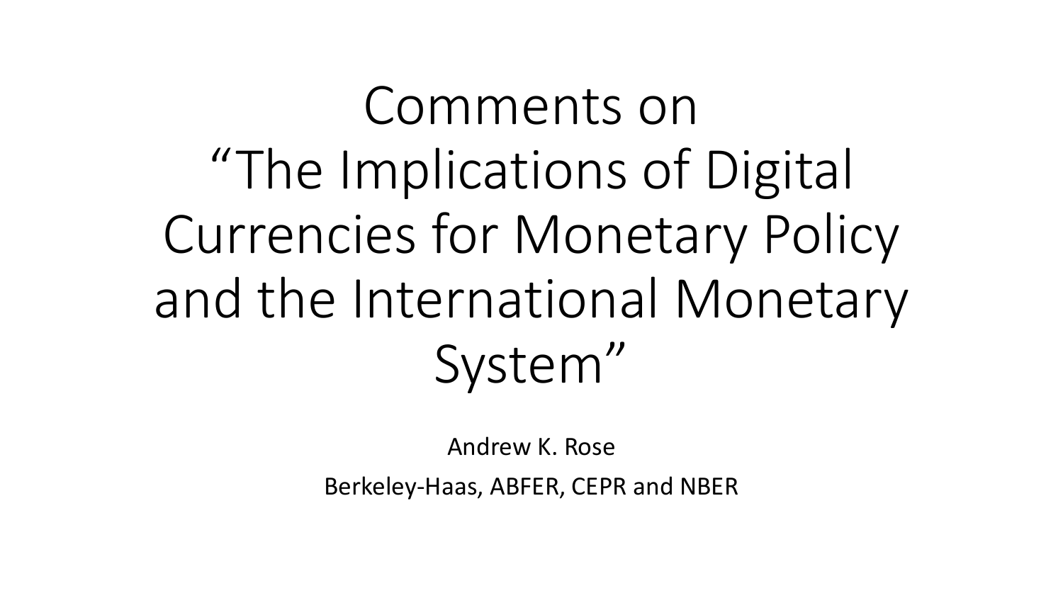# Comments on "The Implications of Digital Currencies for Monetary Policy and the International Monetary System"

Andrew K. Rose

Berkeley-Haas, ABFER, CEPR and NBER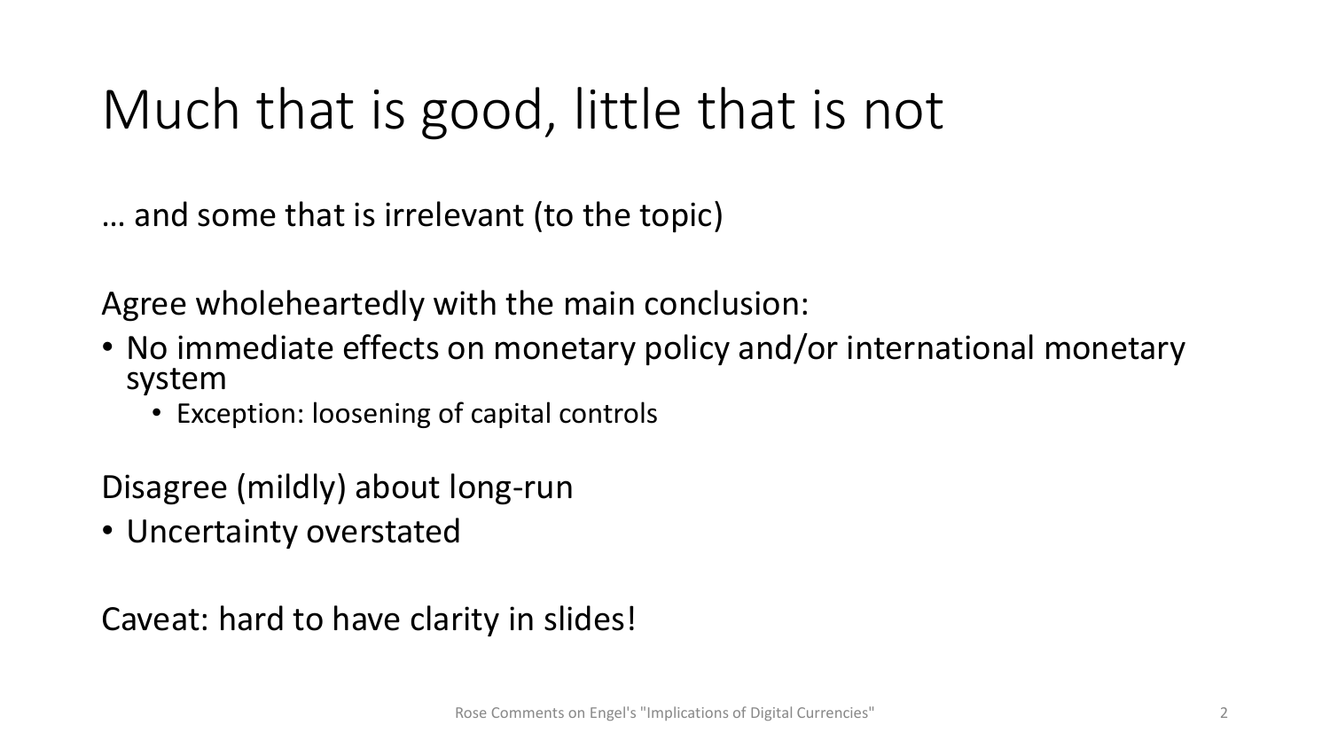# Much that is good, little that is not

… and some that is irrelevant (to the topic)

Agree wholeheartedly with the main conclusion:

- No immediate effects on monetary policy and/or international monetary system
  - Exception: loosening of capital controls

Disagree (mildly) about long-run

- Uncertainty overstated

Caveat: hard to have clarity in slides!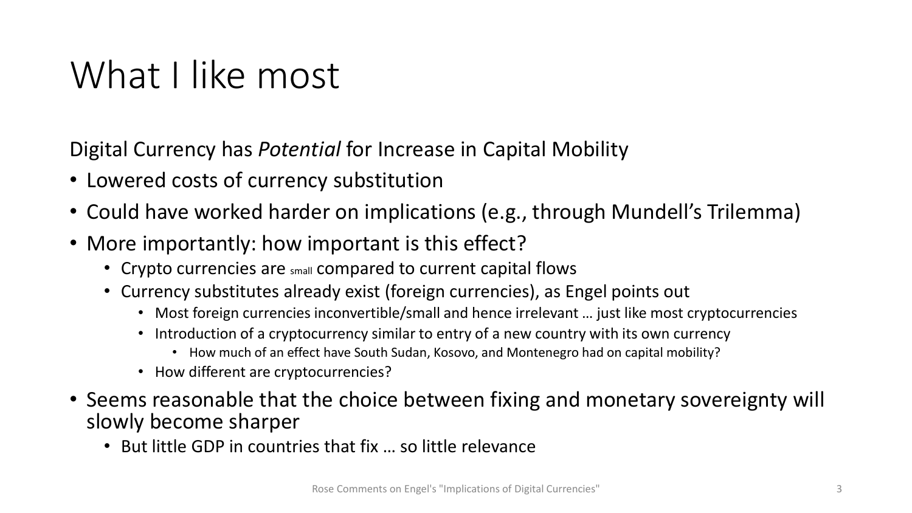# What I like most

Digital Currency has *Potential* for Increase in Capital Mobility

- Lowered costs of currency substitution
- Could have worked harder on implications (e.g., through Mundell's Trilemma)
- More importantly: how important is this effect?
  - Crypto currencies are small compared to current capital flows
  - Currency substitutes already exist (foreign currencies), as Engel points out
    - Most foreign currencies inconvertible/small and hence irrelevant … just like most cryptocurrencies
    - Introduction of a cryptocurrency similar to entry of a new country with its own currency
      - How much of an effect have South Sudan, Kosovo, and Montenegro had on capital mobility?
    - How different are cryptocurrencies?
- Seems reasonable that the choice between fixing and monetary sovereignty will slowly become sharper
  - But little GDP in countries that fix … so little relevance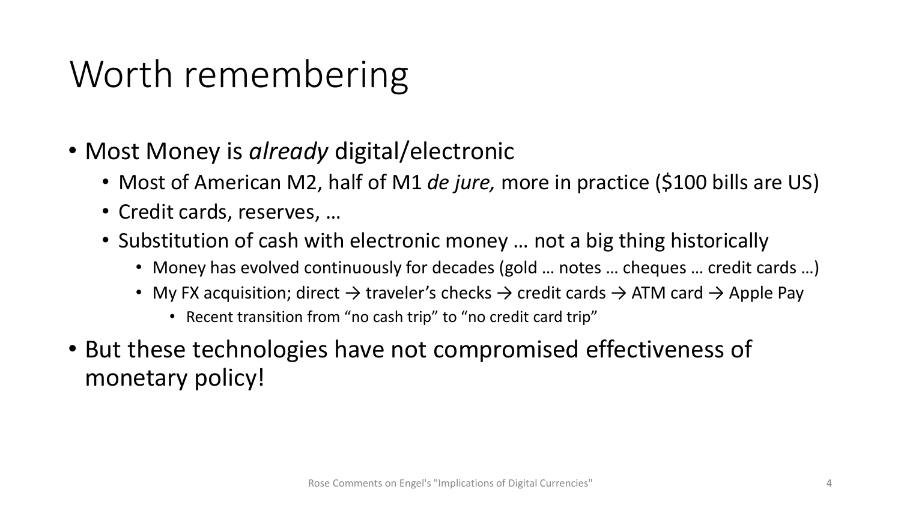# Worth remembering

- Most Money is *already* digital/electronic
  - Most of American M2, half of M1 *de jure,* more in practice ($100 bills are US)
  - Credit cards, reserves, …
  - Substitution of cash with electronic money … not a big thing historically
    - Money has evolved continuously for decades (gold … notes … cheques … credit cards …)
    - My FX acquisition; direct → traveler's checks → credit cards → ATM card → Apple Pay
      - Recent transition from "no cash trip" to "no credit card trip"
- But these technologies have not compromised effectiveness of monetary policy!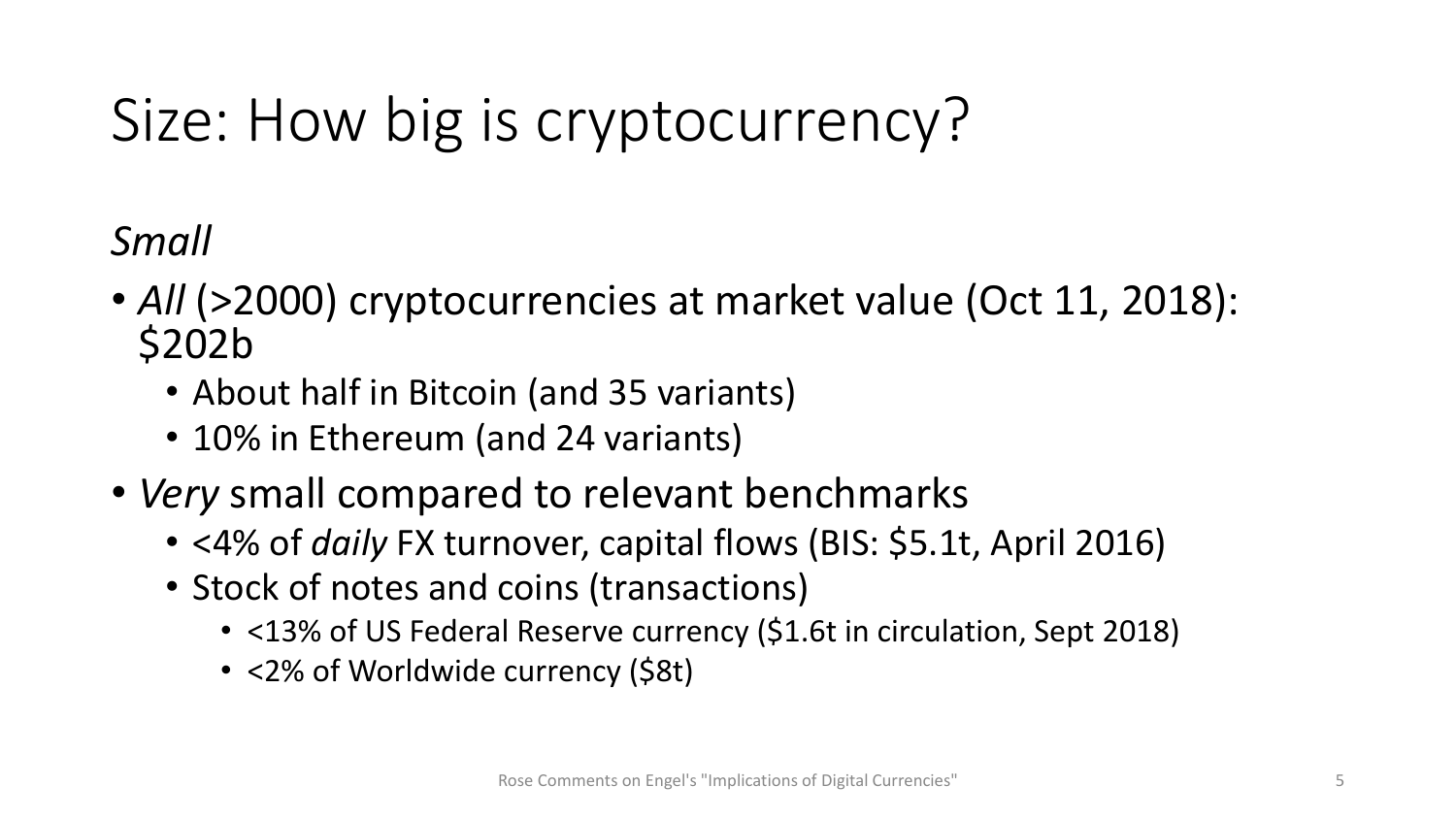# Size: How big is cryptocurrency?

*Small*

- *All* (>2000) cryptocurrencies at market value (Oct 11, 2018): $202b
  - About half in Bitcoin (and 35 variants)
  - 10% in Ethereum (and 24 variants)
- *Very* small compared to relevant benchmarks
  - <4% of *daily* FX turnover, capital flows (BIS: $5.1t, April 2016)
  - Stock of notes and coins (transactions)
    - <13% of US Federal Reserve currency ($1.6t in circulation, Sept 2018)
    - <2% of Worldwide currency ($8t)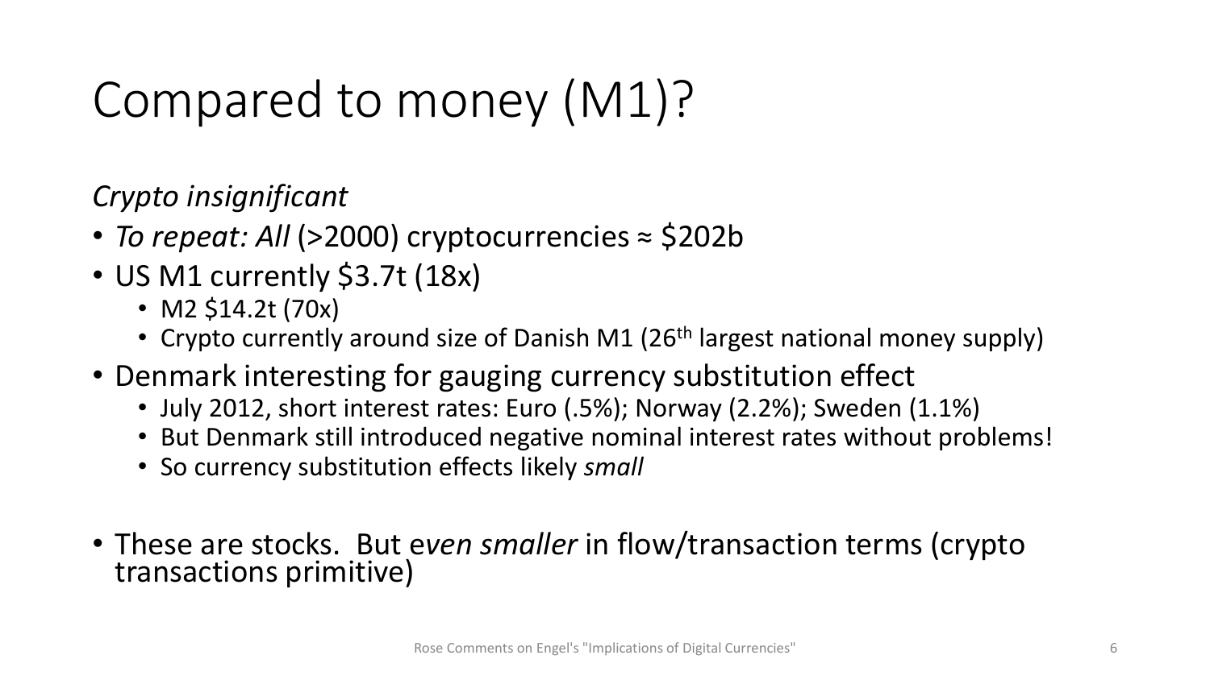# Compared to money (M1)?

*Crypto insignificant*

- *To repeat: All* (>2000) cryptocurrencies ≈ \$202b
- US M1 currently \$3.7t (18x)
  - M2 \$14.2t (70x)
  - Crypto currently around size of Danish M1 (26th largest national money supply)
- Denmark interesting for gauging currency substitution effect
  - July 2012, short interest rates: Euro (.5%); Norway (2.2%); Sweden (1.1%)
  - But Denmark still introduced negative nominal interest rates without problems!
  - So currency substitution effects likely *small*
- These are stocks. But *even smaller* in flow/transaction terms (crypto transactions primitive)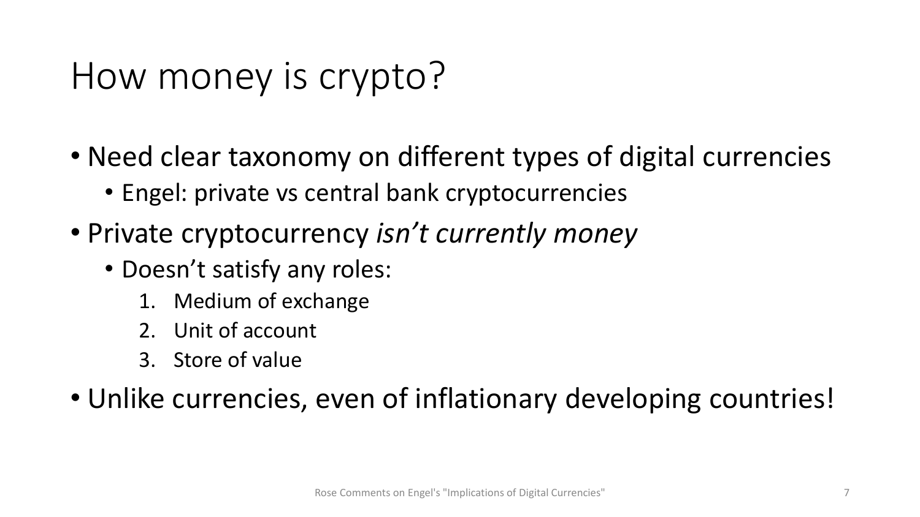# How money is crypto?

- Need clear taxonomy on different types of digital currencies
  - Engel: private vs central bank cryptocurrencies
- Private cryptocurrency *isn't currently money*
  - Doesn't satisfy any roles:
    1. Medium of exchange
    2. Unit of account
    3. Store of value
- Unlike currencies, even of inflationary developing countries!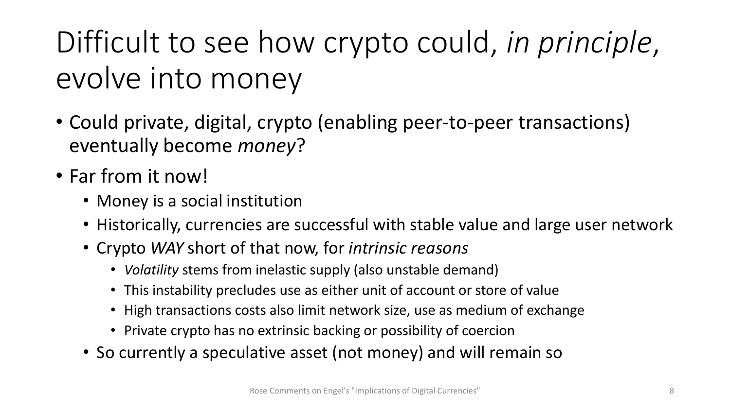# Difficult to see how crypto could, *in principle*, evolve into money

- Could private, digital, crypto (enabling peer-to-peer transactions) eventually become *money*?
- Far from it now!
  - Money is a social institution
  - Historically, currencies are successful with stable value and large user network
  - Crypto *WAY* short of that now, for *intrinsic reasons*
    - *Volatility* stems from inelastic supply (also unstable demand)
    - This instability precludes use as either unit of account or store of value
    - High transactions costs also limit network size, use as medium of exchange
    - Private crypto has no extrinsic backing or possibility of coercion
  - So currently a speculative asset (not money) and will remain so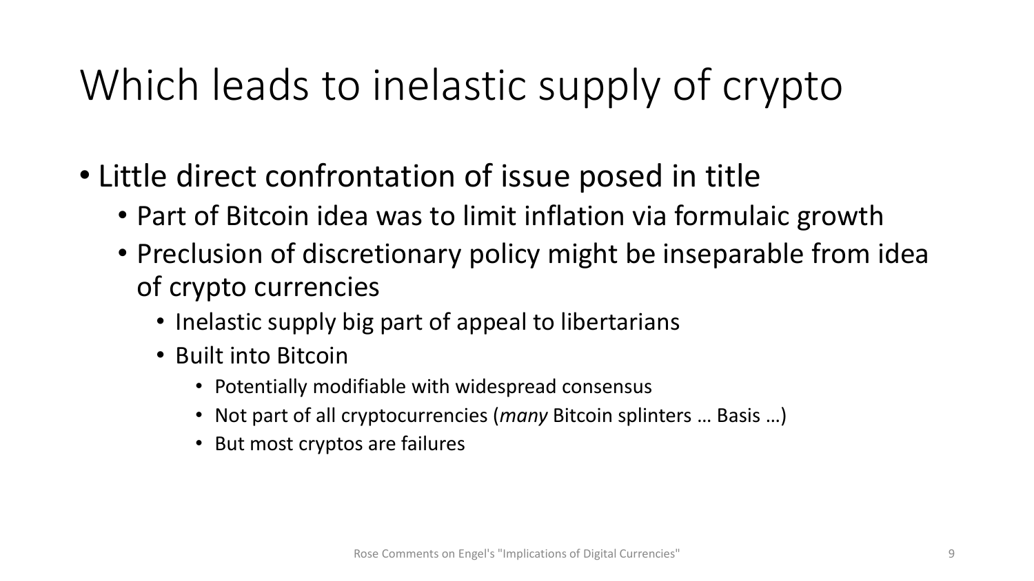# Which leads to inelastic supply of crypto

- Little direct confrontation of issue posed in title
  - Part of Bitcoin idea was to limit inflation via formulaic growth
  - Preclusion of discretionary policy might be inseparable from idea of crypto currencies
    - Inelastic supply big part of appeal to libertarians
    - Built into Bitcoin
      - Potentially modifiable with widespread consensus
      - Not part of all cryptocurrencies (*many* Bitcoin splinters … Basis …)
      - But most cryptos are failures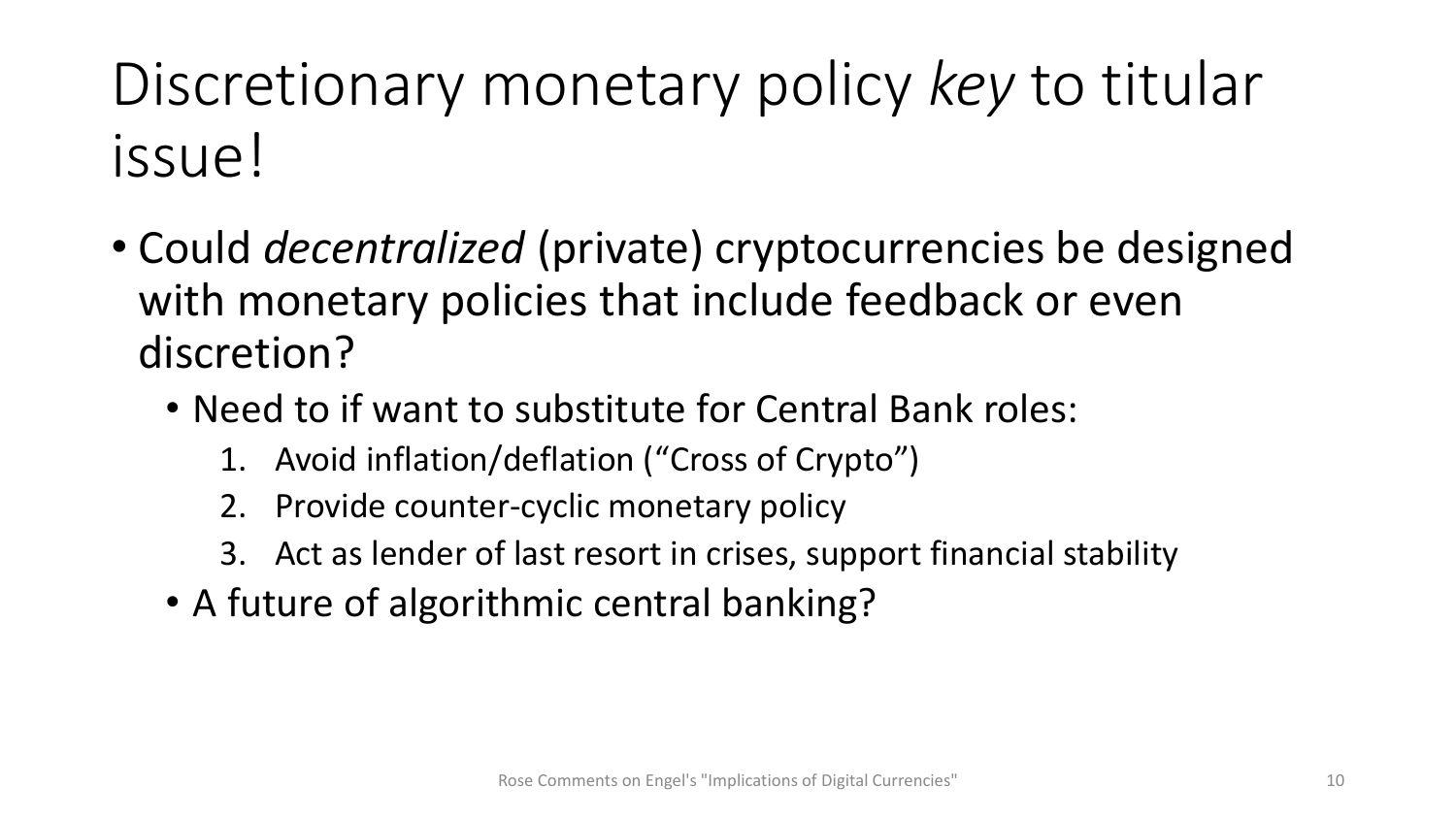# Discretionary monetary policy *key* to titular issue!

- Could *decentralized* (private) cryptocurrencies be designed with monetary policies that include feedback or even discretion?
  - Need to if want to substitute for Central Bank roles:
    1. Avoid inflation/deflation ("Cross of Crypto")
    2. Provide counter-cyclic monetary policy
    3. Act as lender of last resort in crises, support financial stability
  - A future of algorithmic central banking?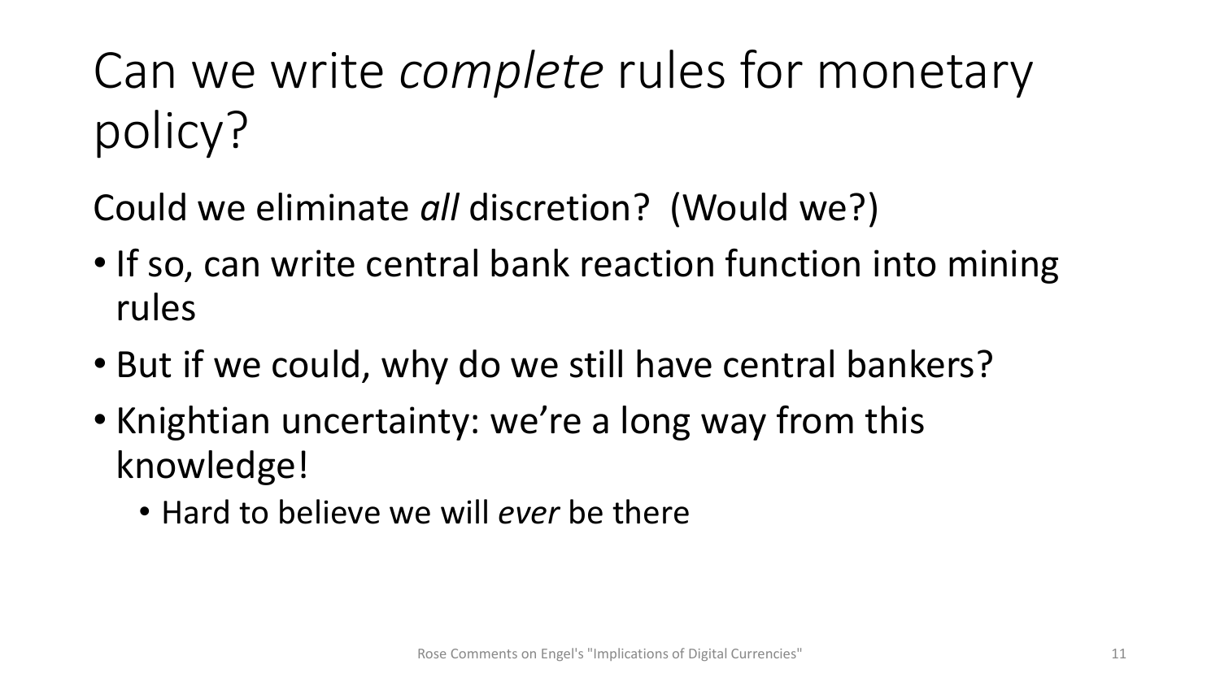# Can we write *complete* rules for monetary policy?

Could we eliminate *all* discretion? (Would we?)

- If so, can write central bank reaction function into mining rules
- But if we could, why do we still have central bankers?
- Knightian uncertainty: we're a long way from this knowledge!
  - Hard to believe we will *ever* be there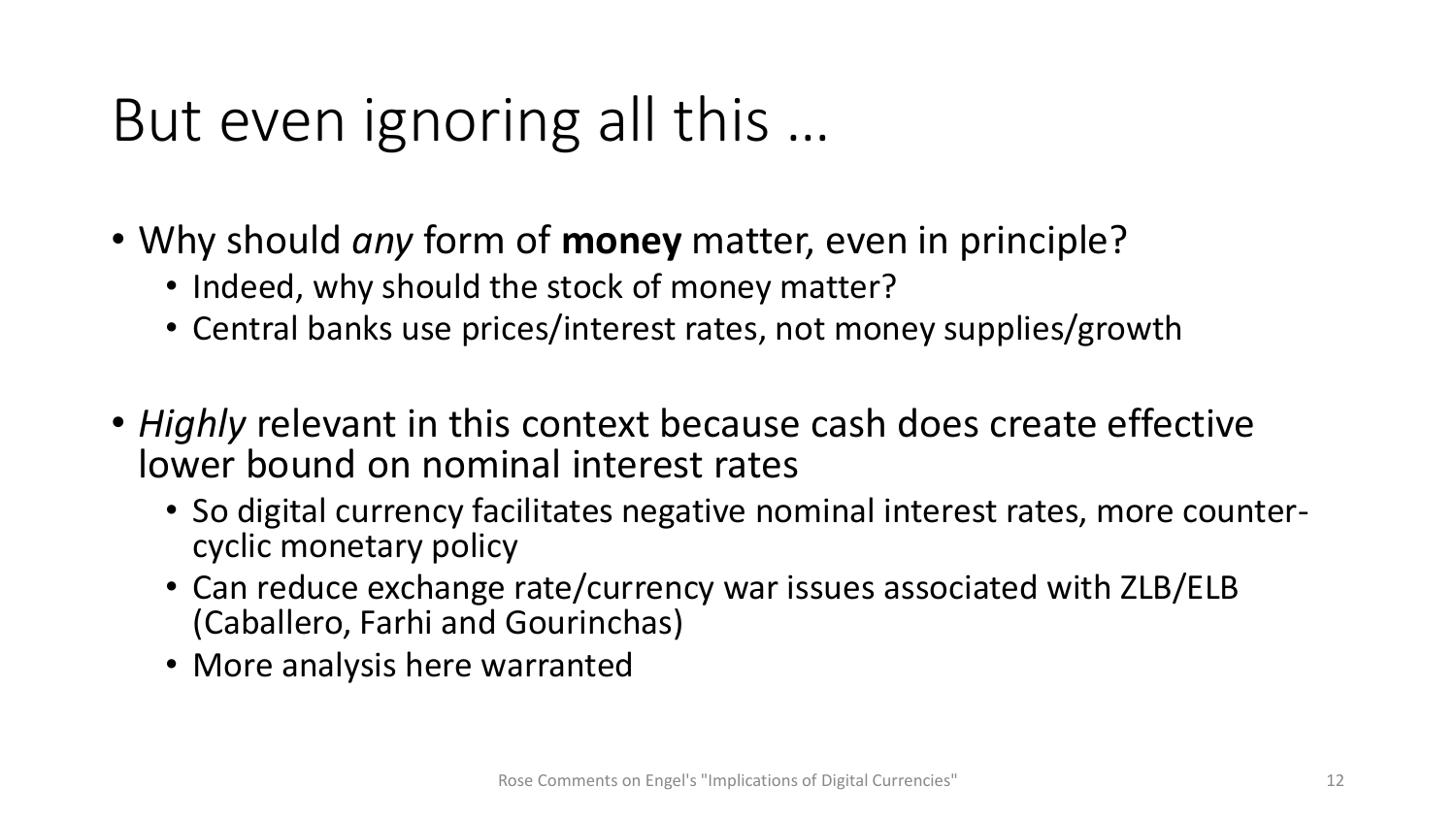# But even ignoring all this …

- Why should *any* form of **money** matter, even in principle?
  - Indeed, why should the stock of money matter?
  - Central banks use prices/interest rates, not money supplies/growth

- *Highly* relevant in this context because cash does create effective lower bound on nominal interest rates
  - So digital currency facilitates negative nominal interest rates, more counter-cyclic monetary policy
  - Can reduce exchange rate/currency war issues associated with ZLB/ELB (Caballero, Farhi and Gourinchas)
  - More analysis here warranted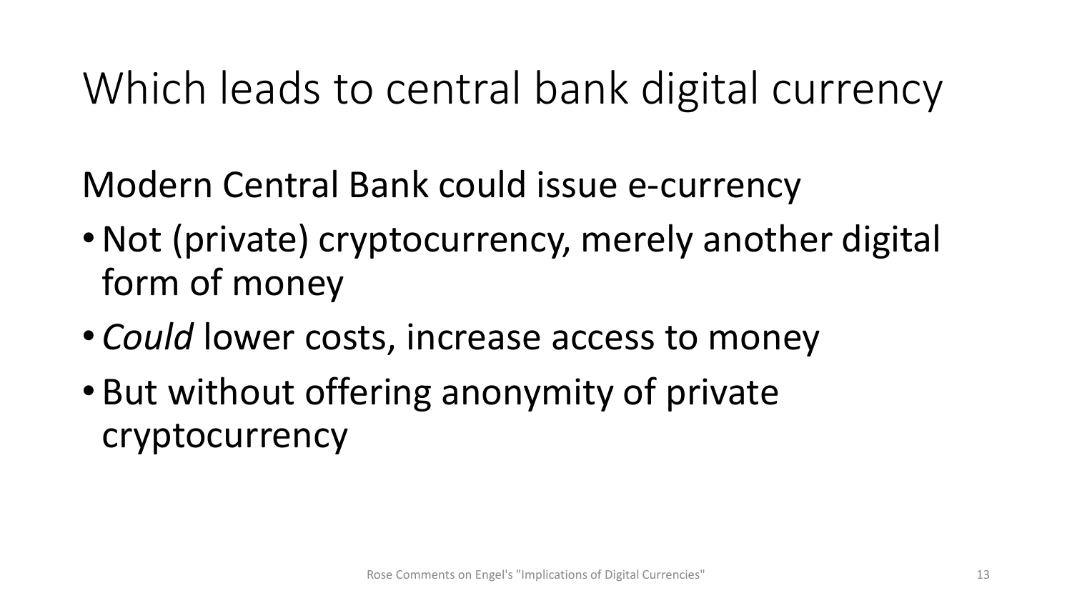# Which leads to central bank digital currency

Modern Central Bank could issue e-currency

- Not (private) cryptocurrency, merely another digital form of money
- *Could* lower costs, increase access to money
- But without offering anonymity of private cryptocurrency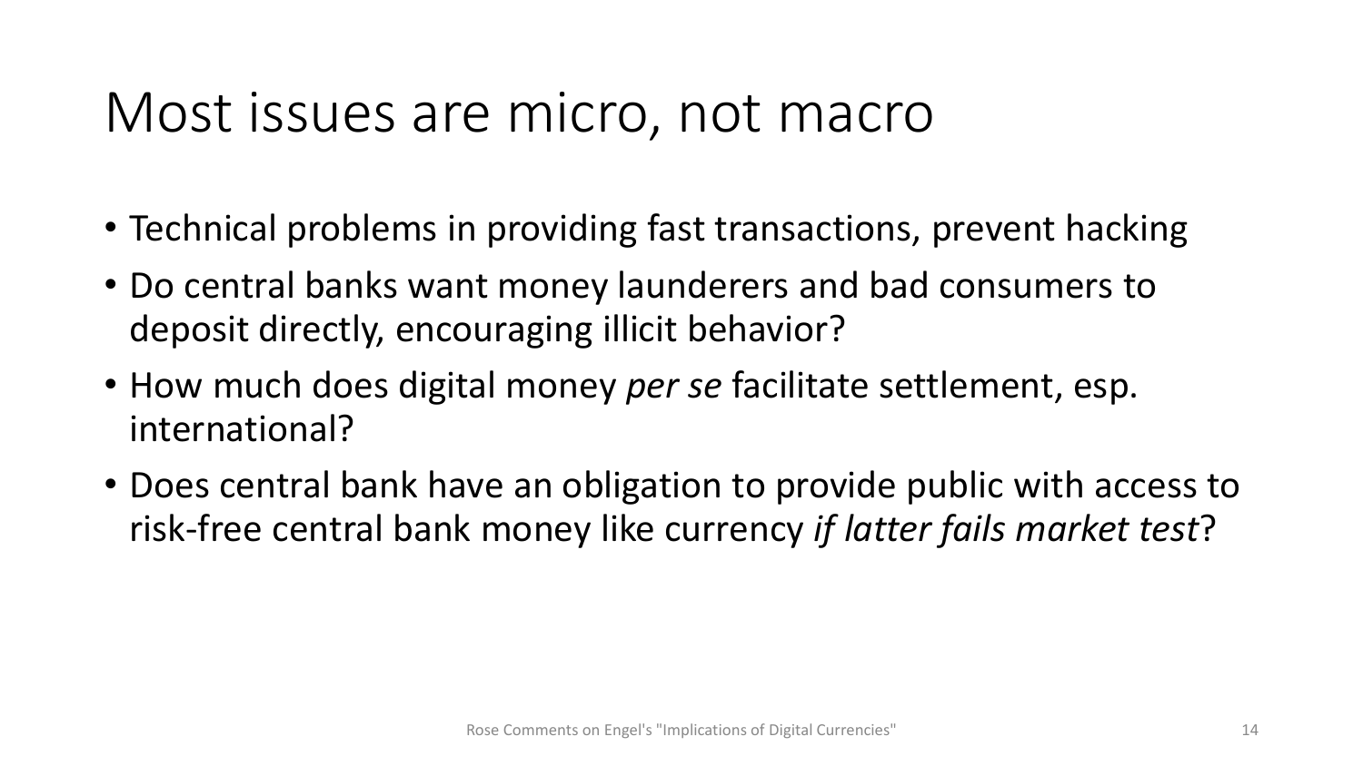# Most issues are micro, not macro

- Technical problems in providing fast transactions, prevent hacking
- Do central banks want money launderers and bad consumers to deposit directly, encouraging illicit behavior?
- How much does digital money *per se* facilitate settlement, esp. international?
- Does central bank have an obligation to provide public with access to risk-free central bank money like currency *if latter fails market test*?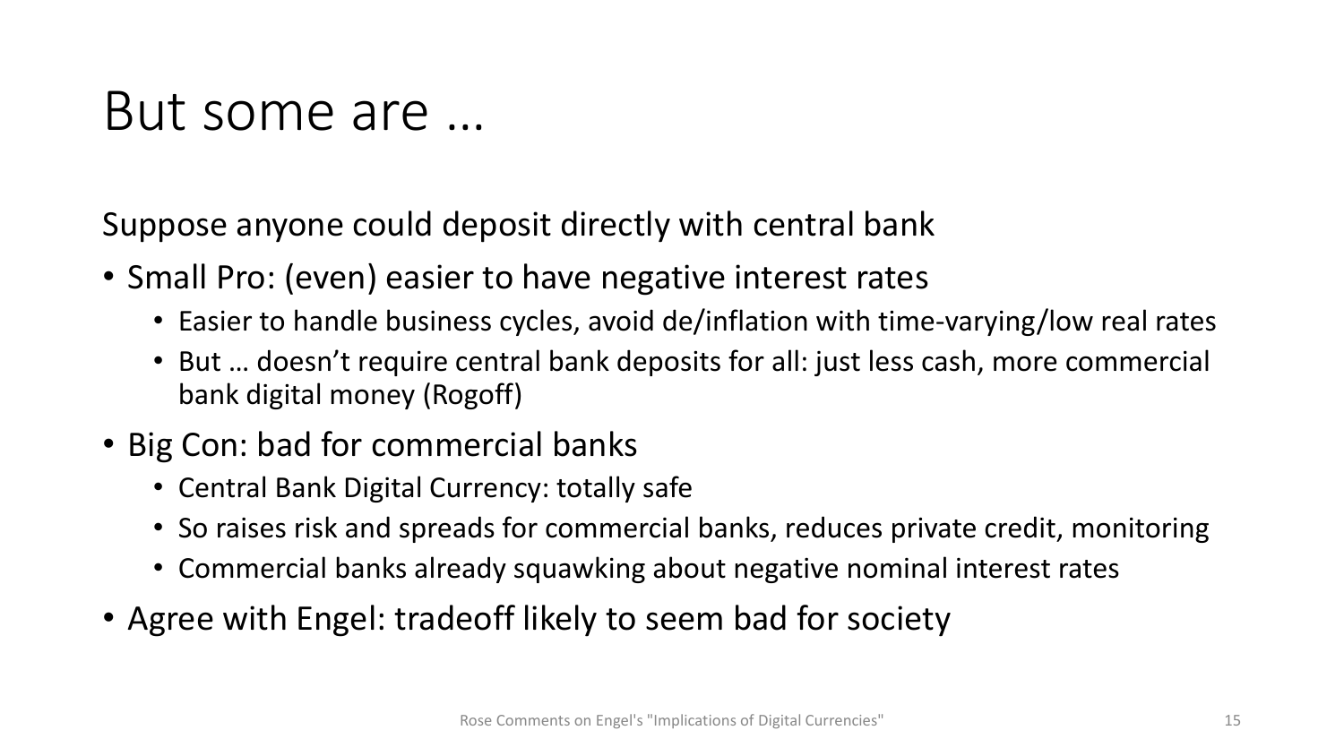# But some are …

Suppose anyone could deposit directly with central bank

- Small Pro: (even) easier to have negative interest rates
  - Easier to handle business cycles, avoid de/inflation with time-varying/low real rates
  - But … doesn't require central bank deposits for all: just less cash, more commercial bank digital money (Rogoff)
- Big Con: bad for commercial banks
  - Central Bank Digital Currency: totally safe
  - So raises risk and spreads for commercial banks, reduces private credit, monitoring
  - Commercial banks already squawking about negative nominal interest rates
- Agree with Engel: tradeoff likely to seem bad for society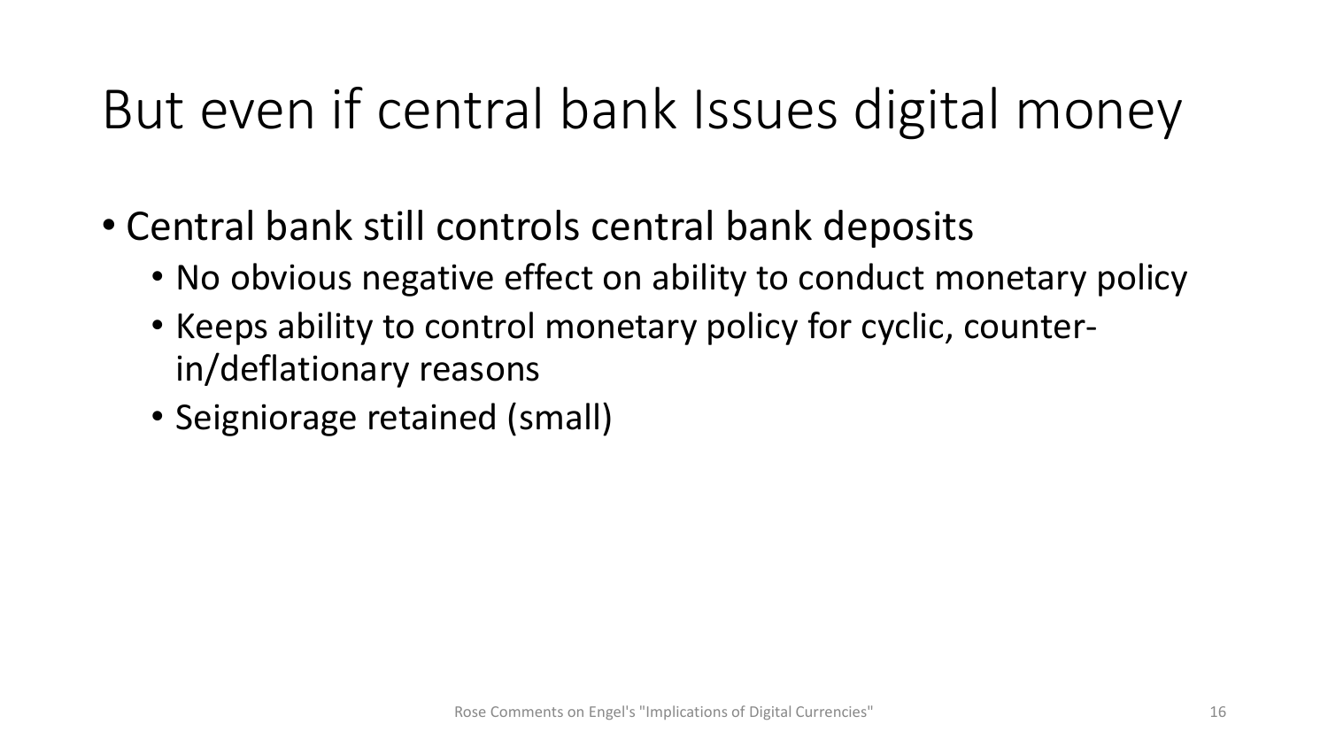# But even if central bank Issues digital money

- Central bank still controls central bank deposits
  - No obvious negative effect on ability to conduct monetary policy
  - Keeps ability to control monetary policy for cyclic, counter-in/deflationary reasons
  - Seigniorage retained (small)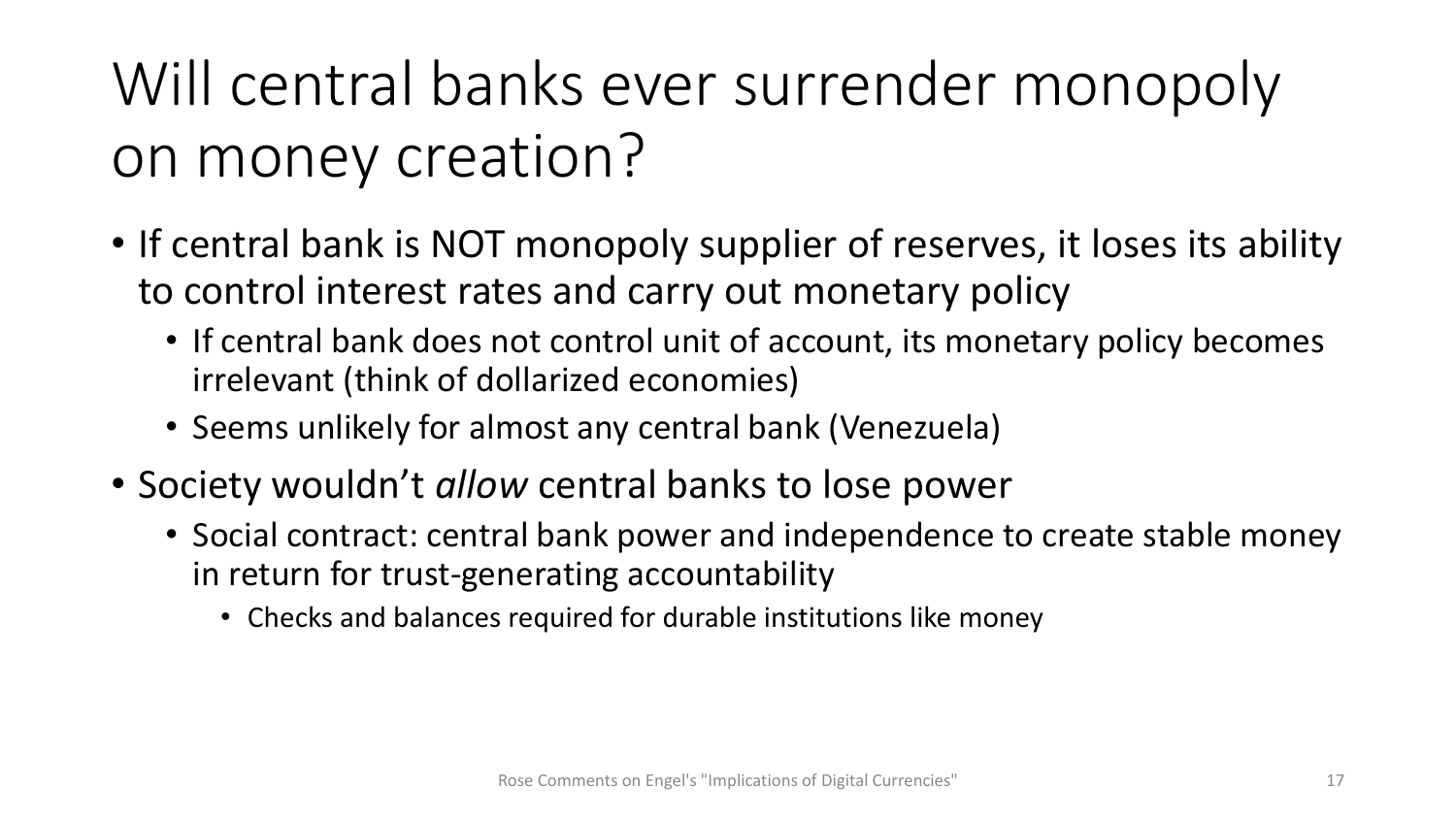# Will central banks ever surrender monopoly on money creation?

- If central bank is NOT monopoly supplier of reserves, it loses its ability to control interest rates and carry out monetary policy
  - If central bank does not control unit of account, its monetary policy becomes irrelevant (think of dollarized economies)
  - Seems unlikely for almost any central bank (Venezuela)
- Society wouldn't *allow* central banks to lose power
  - Social contract: central bank power and independence to create stable money in return for trust-generating accountability
    - Checks and balances required for durable institutions like money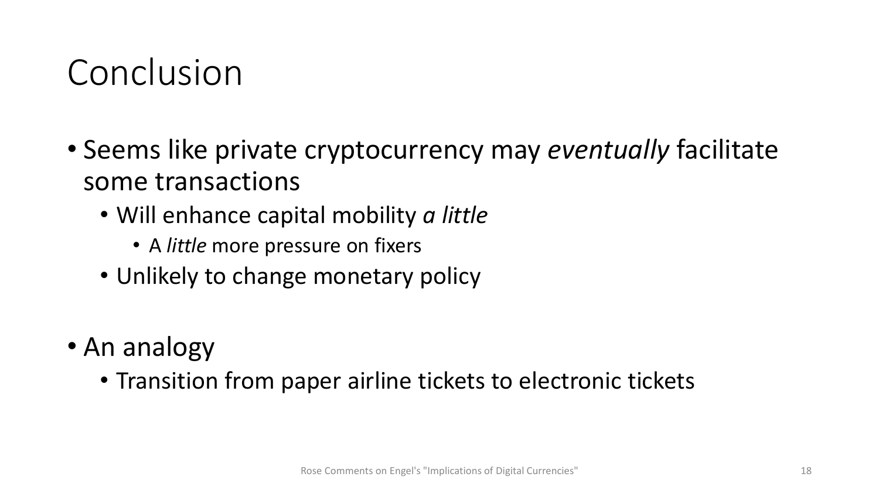# Conclusion

- Seems like private cryptocurrency may *eventually* facilitate some transactions
  - Will enhance capital mobility *a little*
    - A *little* more pressure on fixers
  - Unlikely to change monetary policy

- An analogy
  - Transition from paper airline tickets to electronic tickets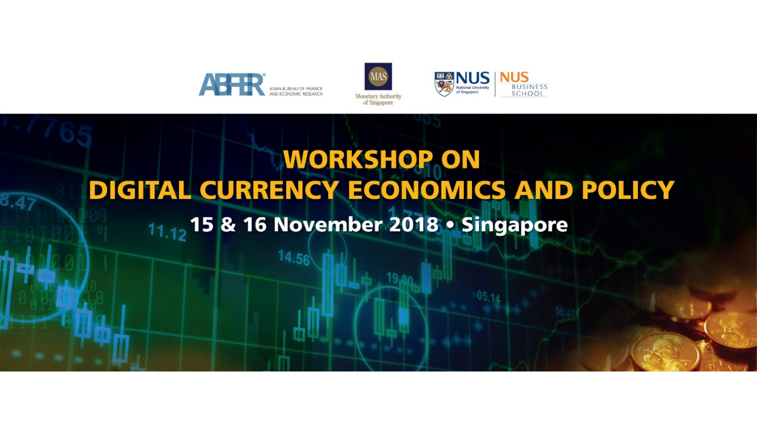ABFER ASIAN BUREAU OF FINANCE AND ECONOMIC RESEARCH

MAS Monetary Authority of Singapore

NUS National University of Singapore | NUS BUSINESS SCHOOL

# WORKSHOP ON DIGITAL CURRENCY ECONOMICS AND POLICY

**15 & 16 November 2018 • Singapore**